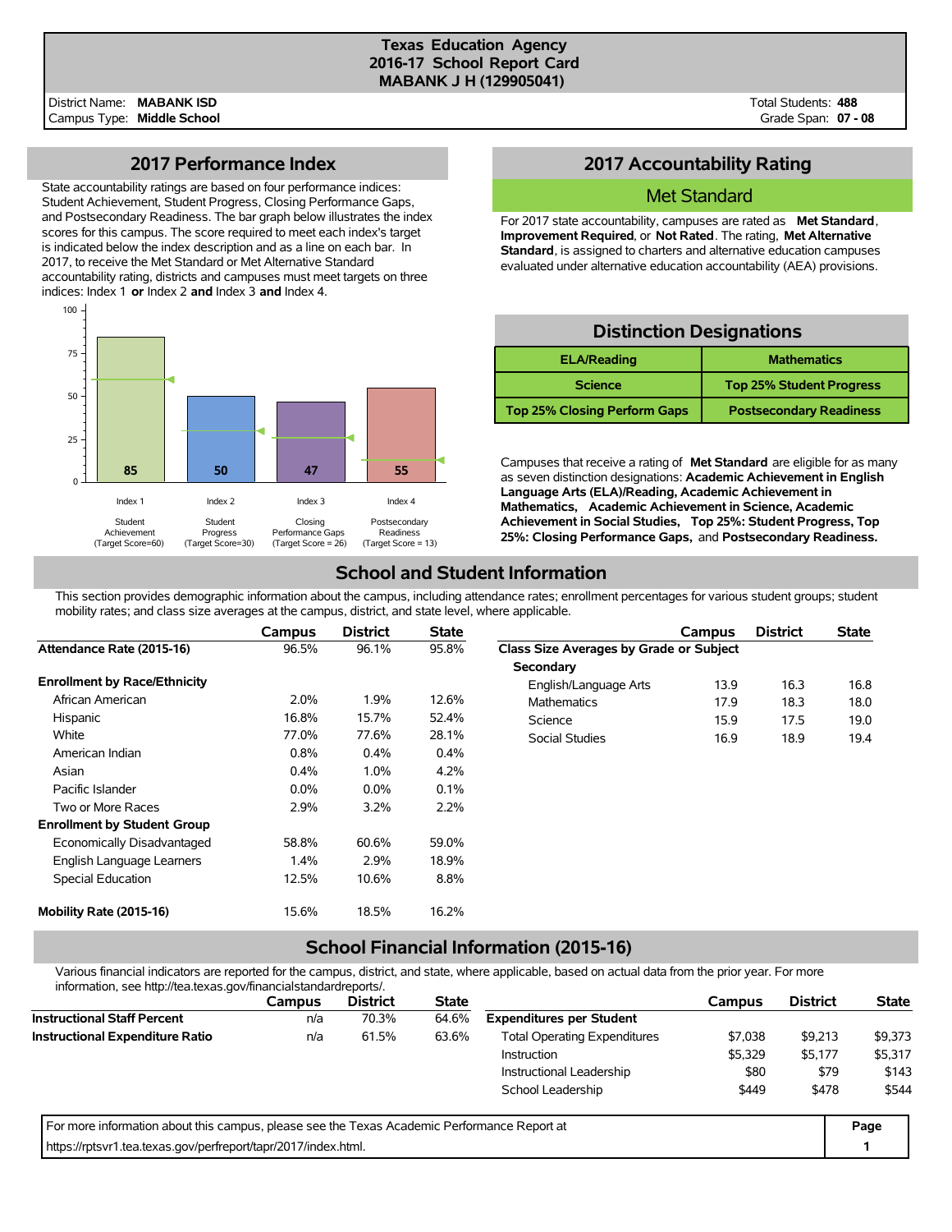# Texas Education Agency
## 2016-17 School Report Card
## MABANK J H (129905041)

District Name: **MABANK ISD**
Campus Type: **Middle School**

Total Students: **488**
Grade Span: **07 - 08**

## 2017 Performance Index

State accountability ratings are based on four performance indices: Student Achievement, Student Progress, Closing Performance Gaps, and Postsecondary Readiness. The bar graph below illustrates the index scores for this campus. The score required to meet each index's target is indicated below the index description and as a line on each bar. In 2017, to receive the Met Standard or Met Alternative Standard accountability rating, districts and campuses must meet targets on three indices: Index 1 **or** Index 2 **and** Index 3 **and** Index 4.

| Index | Description | Score | Target Score |
|---|---|---|---|
| Index 1 | Student Achievement | 85 | 60 |
| Index 2 | Student Progress | 50 | 30 |
| Index 3 | Closing Performance Gaps | 47 | 26 |
| Index 4 | Postsecondary Readiness | 55 | 13 |

## 2017 Accountability Rating

**Met Standard**

For 2017 state accountability, campuses are rated as **Met Standard**, **Improvement Required**, or **Not Rated**. The rating, **Met Alternative Standard**, is assigned to charters and alternative education campuses evaluated under alternative education accountability (AEA) provisions.

## Distinction Designations

| ELA/Reading | Mathematics |
|---|---|
| Science | Top 25% Student Progress |
| Top 25% Closing Perform Gaps | Postsecondary Readiness |

Campuses that receive a rating of **Met Standard** are eligible for as many as seven distinction designations: **Academic Achievement in English Language Arts (ELA)/Reading, Academic Achievement in Mathematics, Academic Achievement in Science, Academic Achievement in Social Studies, Top 25%: Student Progress, Top 25%: Closing Performance Gaps,** and **Postsecondary Readiness.**

## School and Student Information

This section provides demographic information about the campus, including attendance rates; enrollment percentages for various student groups; student mobility rates; and class size averages at the campus, district, and state level, where applicable.

| | Campus | District | State |
|---|---|---|---|
| **Attendance Rate (2015-16)** | 96.5% | 96.1% | 95.8% |
| **Enrollment by Race/Ethnicity** | | | |
| African American | 2.0% | 1.9% | 12.6% |
| Hispanic | 16.8% | 15.7% | 52.4% |
| White | 77.0% | 77.6% | 28.1% |
| American Indian | 0.8% | 0.4% | 0.4% |
| Asian | 0.4% | 1.0% | 4.2% |
| Pacific Islander | 0.0% | 0.0% | 0.1% |
| Two or More Races | 2.9% | 3.2% | 2.2% |
| **Enrollment by Student Group** | | | |
| Economically Disadvantaged | 58.8% | 60.6% | 59.0% |
| English Language Learners | 1.4% | 2.9% | 18.9% |
| Special Education | 12.5% | 10.6% | 8.8% |
| **Mobility Rate (2015-16)** | 15.6% | 18.5% | 16.2% |

| | Campus | District | State |
|---|---|---|---|
| **Class Size Averages by Grade or Subject** | | | |
| **Secondary** | | | |
| English/Language Arts | 13.9 | 16.3 | 16.8 |
| Mathematics | 17.9 | 18.3 | 18.0 |
| Science | 15.9 | 17.5 | 19.0 |
| Social Studies | 16.9 | 18.9 | 19.4 |

## School Financial Information (2015-16)

Various financial indicators are reported for the campus, district, and state, where applicable, based on actual data from the prior year. For more information, see http://tea.texas.gov/financialstandardreports/.

| | Campus | District | State |
|---|---|---|---|
| **Instructional Staff Percent** | n/a | 70.3% | 64.6% |
| **Instructional Expenditure Ratio** | n/a | 61.5% | 63.6% |

| | Campus | District | State |
|---|---|---|---|
| **Expenditures per Student** | | | |
| Total Operating Expenditures | $7,038 | $9,213 | $9,373 |
| Instruction | $5,329 | $5,177 | $5,317 |
| Instructional Leadership | $80 | $79 | $143 |
| School Leadership | $449 | $478 | $544 |

For more information about this campus, please see the Texas Academic Performance Report at https://rptsvr1.tea.texas.gov/perfreport/tapr/2017/index.html.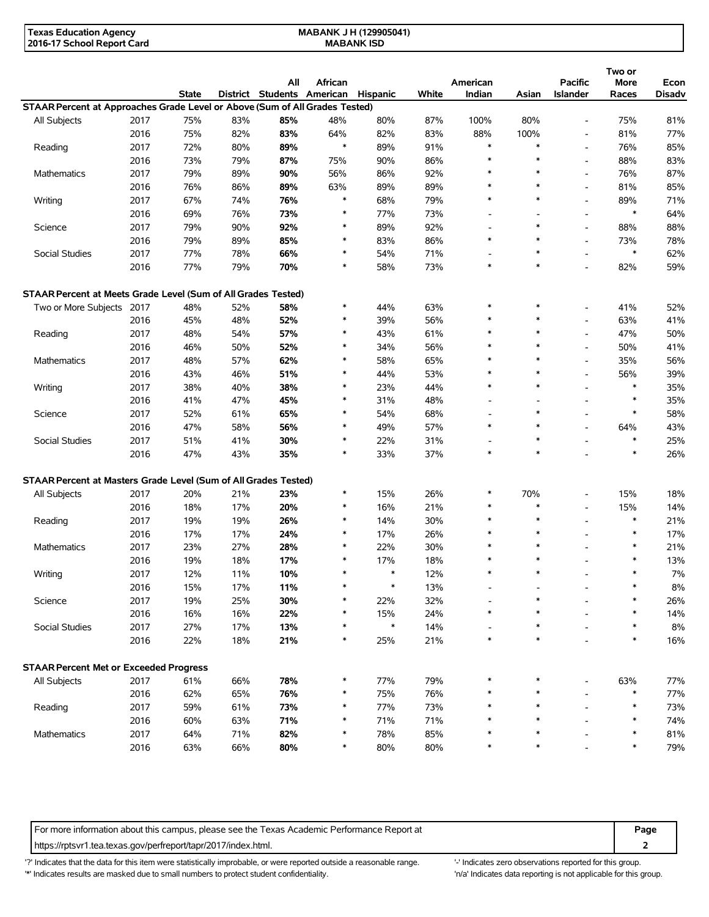| | | State | District | All Students | African American | Hispanic | White | American Indian | Asian | Pacific Islander | Two or More Races | Econ Disadv |
|---|---|---|---|---|---|---|---|---|---|---|---|---|
| **STAAR Percent at Approaches Grade Level or Above (Sum of All Grades Tested)** | | | | | | | | | | | | |
| All Subjects | 2017 | 75% | 83% | **85%** | 48% | 80% | 87% | 100% | 80% | - | 75% | 81% |
| | 2016 | 75% | 82% | **83%** | 64% | 82% | 83% | 88% | 100% | - | 81% | 77% |
| Reading | 2017 | 72% | 80% | **89%** | * | 89% | 91% | * | * | - | 76% | 85% |
| | 2016 | 73% | 79% | **87%** | 75% | 90% | 86% | * | * | - | 88% | 83% |
| Mathematics | 2017 | 79% | 89% | **90%** | 56% | 86% | 92% | * | * | - | 76% | 87% |
| | 2016 | 76% | 86% | **89%** | 63% | 89% | 89% | * | * | - | 81% | 85% |
| Writing | 2017 | 67% | 74% | **76%** | * | 68% | 79% | * | * | - | 89% | 71% |
| | 2016 | 69% | 76% | **73%** | * | 77% | 73% | - | - | - | * | 64% |
| Science | 2017 | 79% | 90% | **92%** | * | 89% | 92% | - | * | - | 88% | 88% |
| | 2016 | 79% | 89% | **85%** | * | 83% | 86% | * | * | - | 73% | 78% |
| Social Studies | 2017 | 77% | 78% | **66%** | * | 54% | 71% | - | * | - | * | 62% |
| | 2016 | 77% | 79% | **70%** | * | 58% | 73% | * | * | - | 82% | 59% |
| **STAAR Percent at Meets Grade Level (Sum of All Grades Tested)** | | | | | | | | | | | | |
| Two or More Subjects | 2017 | 48% | 52% | **58%** | * | 44% | 63% | * | * | - | 41% | 52% |
| | 2016 | 45% | 48% | **52%** | * | 39% | 56% | * | * | - | 63% | 41% |
| Reading | 2017 | 48% | 54% | **57%** | * | 43% | 61% | * | * | - | 47% | 50% |
| | 2016 | 46% | 50% | **52%** | * | 34% | 56% | * | * | - | 50% | 41% |
| Mathematics | 2017 | 48% | 57% | **62%** | * | 58% | 65% | * | * | - | 35% | 56% |
| | 2016 | 43% | 46% | **51%** | * | 44% | 53% | * | * | - | 56% | 39% |
| Writing | 2017 | 38% | 40% | **38%** | * | 23% | 44% | * | * | - | * | 35% |
| | 2016 | 41% | 47% | **45%** | * | 31% | 48% | - | - | - | * | 35% |
| Science | 2017 | 52% | 61% | **65%** | * | 54% | 68% | - | * | - | * | 58% |
| | 2016 | 47% | 58% | **56%** | * | 49% | 57% | * | * | - | 64% | 43% |
| Social Studies | 2017 | 51% | 41% | **30%** | * | 22% | 31% | - | * | - | * | 25% |
| | 2016 | 47% | 43% | **35%** | * | 33% | 37% | * | * | - | * | 26% |
| **STAAR Percent at Masters Grade Level (Sum of All Grades Tested)** | | | | | | | | | | | | |
| All Subjects | 2017 | 20% | 21% | **23%** | * | 15% | 26% | * | 70% | - | 15% | 18% |
| | 2016 | 18% | 17% | **20%** | * | 16% | 21% | * | * | - | 15% | 14% |
| Reading | 2017 | 19% | 19% | **26%** | * | 14% | 30% | * | * | - | * | 21% |
| | 2016 | 17% | 17% | **24%** | * | 17% | 26% | * | * | - | * | 17% |
| Mathematics | 2017 | 23% | 27% | **28%** | * | 22% | 30% | * | * | - | * | 21% |
| | 2016 | 19% | 18% | **17%** | * | 17% | 18% | * | * | - | * | 13% |
| Writing | 2017 | 12% | 11% | **10%** | * | * | 12% | * | * | - | * | 7% |
| | 2016 | 15% | 17% | **11%** | * | * | 13% | - | - | - | * | 8% |
| Science | 2017 | 19% | 25% | **30%** | * | 22% | 32% | - | * | - | * | 26% |
| | 2016 | 16% | 16% | **22%** | * | 15% | 24% | * | * | - | * | 14% |
| Social Studies | 2017 | 27% | 17% | **13%** | * | * | 14% | - | * | - | * | 8% |
| | 2016 | 22% | 18% | **21%** | * | 25% | 21% | * | * | - | * | 16% |
| **STAAR Percent Met or Exceeded Progress** | | | | | | | | | | | | |
| All Subjects | 2017 | 61% | 66% | **78%** | * | 77% | 79% | * | * | - | 63% | 77% |
| | 2016 | 62% | 65% | **76%** | * | 75% | 76% | * | * | - | * | 77% |
| Reading | 2017 | 59% | 61% | **73%** | * | 77% | 73% | * | * | - | * | 73% |
| | 2016 | 60% | 63% | **71%** | * | 71% | 71% | * | * | - | * | 74% |
| Mathematics | 2017 | 64% | 71% | **82%** | * | 78% | 85% | * | * | - | * | 81% |
| | 2016 | 63% | 66% | **80%** | * | 80% | 80% | * | * | - | * | 79% |

For more information about this campus, please see the Texas Academic Performance Report at https://rptsvr1.tea.texas.gov/perfreport/tapr/2017/index.html.

'?' Indicates that the data for this item were statistically improbable, or were reported outside a reasonable range.
'*' Indicates results are masked due to small numbers to protect student confidentiality.
'-' Indicates zero observations reported for this group.
'n/a' Indicates data reporting is not applicable for this group.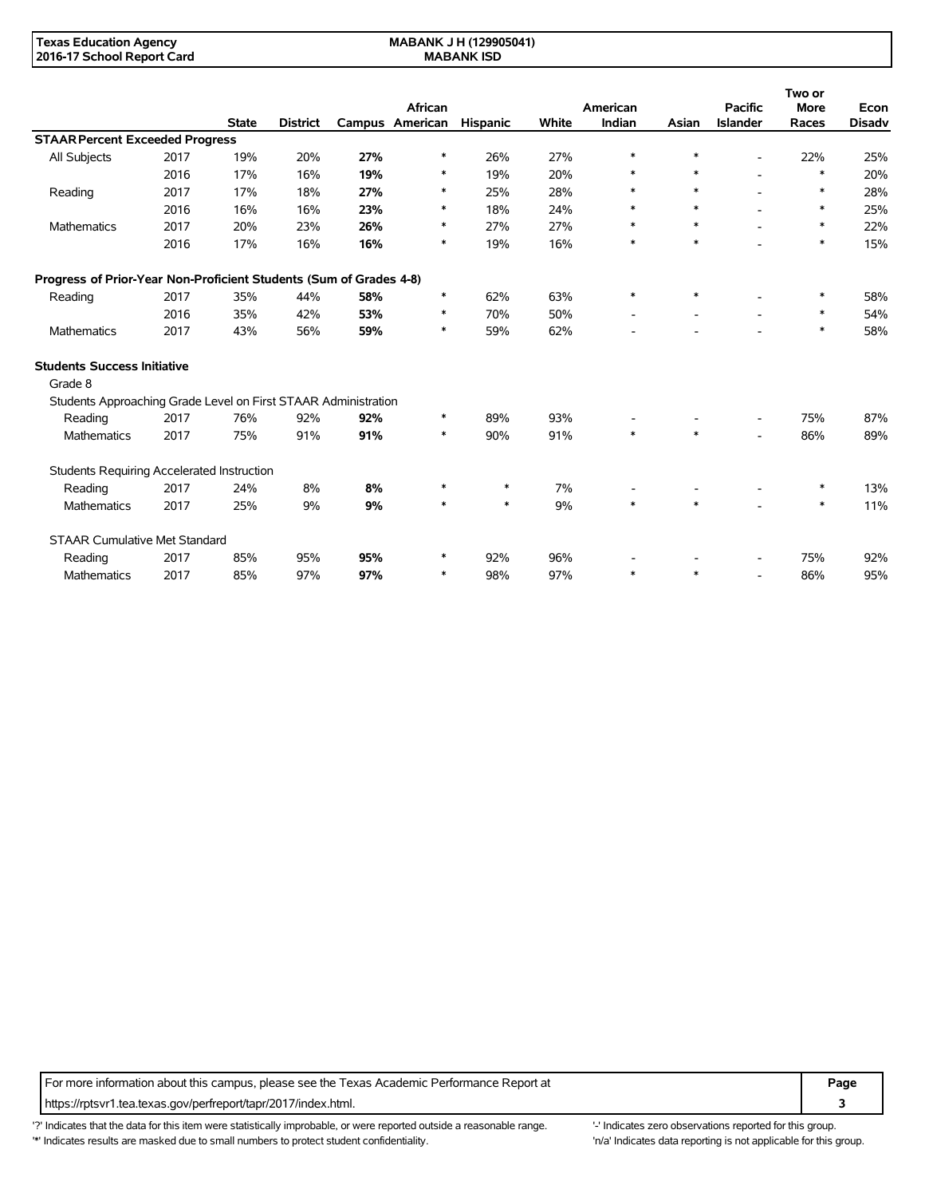**Texas Education Agency**
**2016-17 School Report Card**

**MABANK J H (129905041)**
**MABANK ISD**

| | | State | District | Campus | African American | Hispanic | White | American Indian | Asian | Pacific Islander | Two or More Races | Econ Disadv |
|---|---|---|---|---|---|---|---|---|---|---|---|---|
| **STAAR Percent Exceeded Progress** | | | | | | | | | | | | |
| All Subjects | 2017 | 19% | 20% | **27%** | * | 26% | 27% | * | * | - | 22% | 25% |
| | 2016 | 17% | 16% | **19%** | * | 19% | 20% | * | * | - | * | 20% |
| Reading | 2017 | 17% | 18% | **27%** | * | 25% | 28% | * | * | - | * | 28% |
| | 2016 | 16% | 16% | **23%** | * | 18% | 24% | * | * | - | * | 25% |
| Mathematics | 2017 | 20% | 23% | **26%** | * | 27% | 27% | * | * | - | * | 22% |
| | 2016 | 17% | 16% | **16%** | * | 19% | 16% | * | * | - | * | 15% |
| **Progress of Prior-Year Non-Proficient Students (Sum of Grades 4-8)** | | | | | | | | | | | | |
| Reading | 2017 | 35% | 44% | **58%** | * | 62% | 63% | * | * | - | * | 58% |
| | 2016 | 35% | 42% | **53%** | * | 70% | 50% | - | - | - | * | 54% |
| Mathematics | 2017 | 43% | 56% | **59%** | * | 59% | 62% | - | - | - | * | 58% |
| **Students Success Initiative** | | | | | | | | | | | | |
| Grade 8 | | | | | | | | | | | | |
| Students Approaching Grade Level on First STAAR Administration | | | | | | | | | | | | |
| Reading | 2017 | 76% | 92% | **92%** | * | 89% | 93% | - | - | - | 75% | 87% |
| Mathematics | 2017 | 75% | 91% | **91%** | * | 90% | 91% | * | * | - | 86% | 89% |
| Students Requiring Accelerated Instruction | | | | | | | | | | | | |
| Reading | 2017 | 24% | 8% | **8%** | * | * | 7% | - | - | - | * | 13% |
| Mathematics | 2017 | 25% | 9% | **9%** | * | * | 9% | * | * | - | * | 11% |
| STAAR Cumulative Met Standard | | | | | | | | | | | | |
| Reading | 2017 | 85% | 95% | **95%** | * | 92% | 96% | - | - | - | 75% | 92% |
| Mathematics | 2017 | 85% | 97% | **97%** | * | 98% | 97% | * | * | - | 86% | 95% |

For more information about this campus, please see the Texas Academic Performance Report at https://rptsvr1.tea.texas.gov/perfreport/tapr/2017/index.html.

'?' Indicates that the data for this item were statistically improbable, or were reported outside a reasonable range.
'*' Indicates results are masked due to small numbers to protect student confidentiality.
'-' Indicates zero observations reported for this group.
'n/a' Indicates data reporting is not applicable for this group.